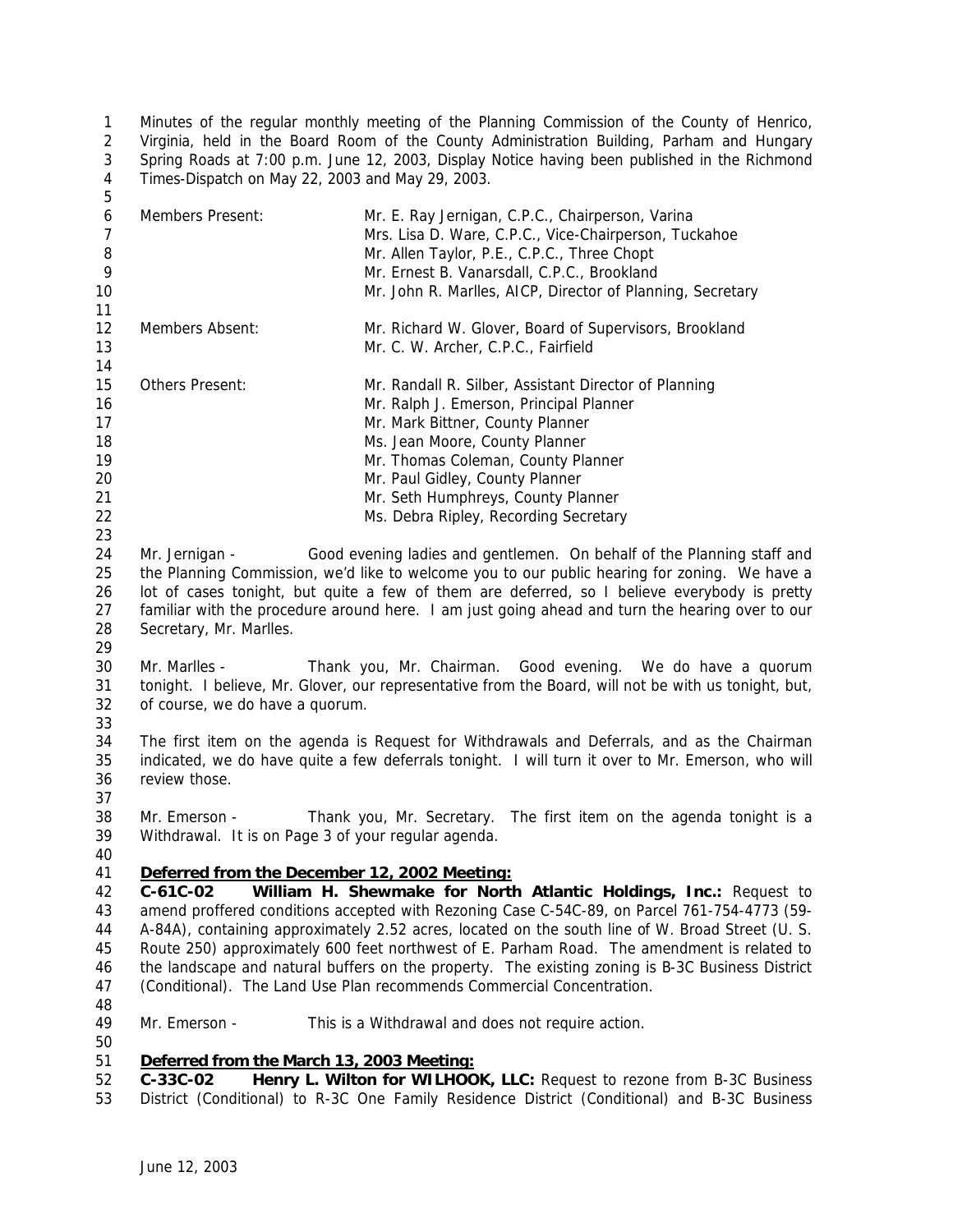Minutes of the regular monthly meeting of the Planning Commission of the County of Henrico, Virginia, held in the Board Room of the County Administration Building, Parham and Hungary Spring Roads at 7:00 p.m. June 12, 2003, Display Notice having been published in the Richmond Times-Dispatch on May 22, 2003 and May 29, 2003.

| | |
|---|---|
| Members Present: | Mr. E. Ray Jernigan, C.P.C., Chairperson, Varina |
| | Mrs. Lisa D. Ware, C.P.C., Vice-Chairperson, Tuckahoe |
| | Mr. Allen Taylor, P.E., C.P.C., Three Chopt |
| | Mr. Ernest B. Vanarsdall, C.P.C., Brookland |
| | Mr. John R. Marlles, AICP, Director of Planning, Secretary |
| Members Absent: | Mr. Richard W. Glover, Board of Supervisors, Brookland |
| | Mr. C. W. Archer, C.P.C., Fairfield |
| Others Present: | Mr. Randall R. Silber, Assistant Director of Planning |
| | Mr. Ralph J. Emerson, Principal Planner |
| | Mr. Mark Bittner, County Planner |
| | Ms. Jean Moore, County Planner |
| | Mr. Thomas Coleman, County Planner |
| | Mr. Paul Gidley, County Planner |
| | Mr. Seth Humphreys, County Planner |
| | Ms. Debra Ripley, Recording Secretary |

Mr. Jernigan - Good evening ladies and gentlemen. On behalf of the Planning staff and the Planning Commission, we'd like to welcome you to our public hearing for zoning. We have a lot of cases tonight, but quite a few of them are deferred, so I believe everybody is pretty familiar with the procedure around here. I am just going ahead and turn the hearing over to our Secretary, Mr. Marlles.

Mr. Marlles - Thank you, Mr. Chairman. Good evening. We do have a quorum tonight. I believe, Mr. Glover, our representative from the Board, will not be with us tonight, but, of course, we do have a quorum.

The first item on the agenda is Request for Withdrawals and Deferrals, and as the Chairman indicated, we do have quite a few deferrals tonight. I will turn it over to Mr. Emerson, who will review those.

Mr. Emerson - Thank you, Mr. Secretary. The first item on the agenda tonight is a Withdrawal. It is on Page 3 of your regular agenda.

**Deferred from the December 12, 2002 Meeting:**

**C-61C-02 William H. Shewmake for North Atlantic Holdings, Inc.:** Request to amend proffered conditions accepted with Rezoning Case C-54C-89, on Parcel 761-754-4773 (59-A-84A), containing approximately 2.52 acres, located on the south line of W. Broad Street (U. S. Route 250) approximately 600 feet northwest of E. Parham Road. The amendment is related to the landscape and natural buffers on the property. The existing zoning is B-3C Business District (Conditional). The Land Use Plan recommends Commercial Concentration.

Mr. Emerson - This is a Withdrawal and does not require action.

**Deferred from the March 13, 2003 Meeting:**

**C-33C-02 Henry L. Wilton for WILHOOK, LLC:** Request to rezone from B-3C Business District (Conditional) to R-3C One Family Residence District (Conditional) and B-3C Business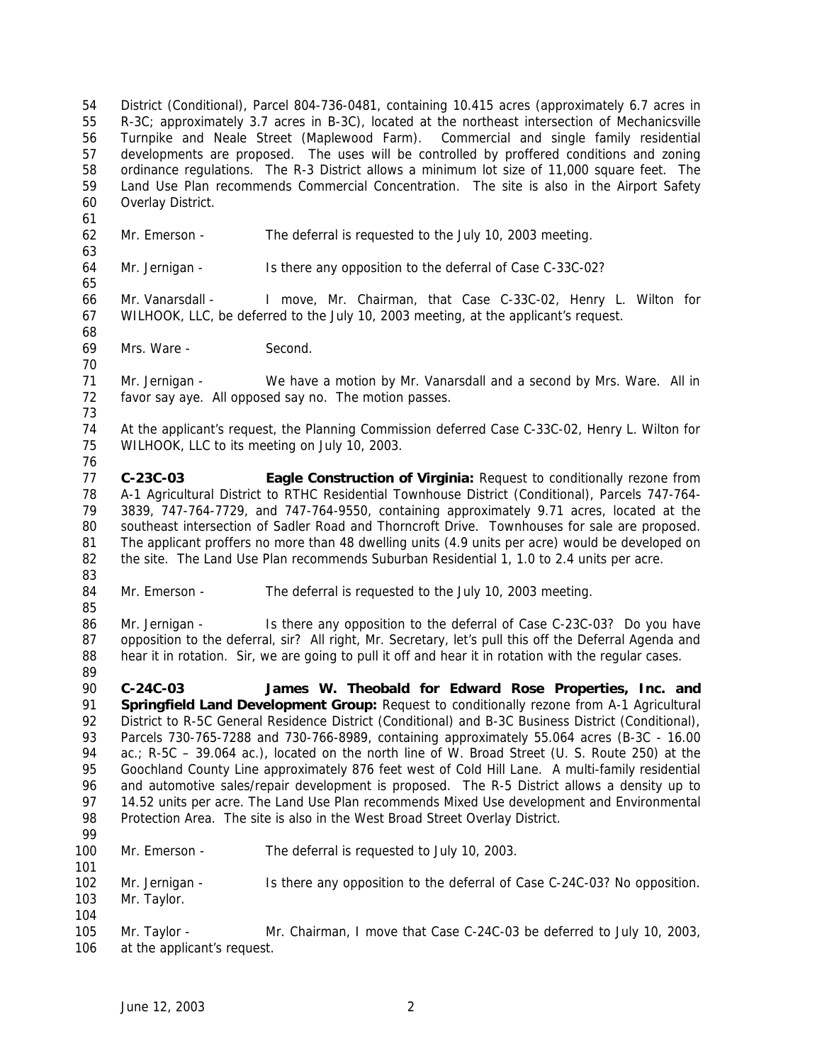District (Conditional), Parcel 804-736-0481, containing 10.415 acres (approximately 6.7 acres in R-3C; approximately 3.7 acres in B-3C), located at the northeast intersection of Mechanicsville Turnpike and Neale Street (Maplewood Farm). Commercial and single family residential developments are proposed. The uses will be controlled by proffered conditions and zoning ordinance regulations. The R-3 District allows a minimum lot size of 11,000 square feet. The Land Use Plan recommends Commercial Concentration. The site is also in the Airport Safety Overlay District.

Mr. Emerson - The deferral is requested to the July 10, 2003 meeting.

Mr. Jernigan - Is there any opposition to the deferral of Case C-33C-02?

Mr. Vanarsdall - I move, Mr. Chairman, that Case C-33C-02, Henry L. Wilton for WILHOOK, LLC, be deferred to the July 10, 2003 meeting, at the applicant's request.

Mrs. Ware - Second.

Mr. Jernigan - We have a motion by Mr. Vanarsdall and a second by Mrs. Ware. All in favor say aye. All opposed say no. The motion passes.

At the applicant's request, the Planning Commission deferred Case C-33C-02, Henry L. Wilton for WILHOOK, LLC to its meeting on July 10, 2003.

**C-23C-03 Eagle Construction of Virginia:** Request to conditionally rezone from A-1 Agricultural District to RTHC Residential Townhouse District (Conditional), Parcels 747-764-3839, 747-764-7729, and 747-764-9550, containing approximately 9.71 acres, located at the southeast intersection of Sadler Road and Thorncroft Drive. Townhouses for sale are proposed. The applicant proffers no more than 48 dwelling units (4.9 units per acre) would be developed on the site. The Land Use Plan recommends Suburban Residential 1, 1.0 to 2.4 units per acre.

Mr. Emerson - The deferral is requested to the July 10, 2003 meeting.

Mr. Jernigan - Is there any opposition to the deferral of Case C-23C-03? Do you have opposition to the deferral, sir? All right, Mr. Secretary, let's pull this off the Deferral Agenda and hear it in rotation. Sir, we are going to pull it off and hear it in rotation with the regular cases.

**C-24C-03 James W. Theobald for Edward Rose Properties, Inc. and Springfield Land Development Group:** Request to conditionally rezone from A-1 Agricultural District to R-5C General Residence District (Conditional) and B-3C Business District (Conditional), Parcels 730-765-7288 and 730-766-8989, containing approximately 55.064 acres (B-3C - 16.00 ac.; R-5C – 39.064 ac.), located on the north line of W. Broad Street (U. S. Route 250) at the Goochland County Line approximately 876 feet west of Cold Hill Lane. A multi-family residential and automotive sales/repair development is proposed. The R-5 District allows a density up to 14.52 units per acre. The Land Use Plan recommends Mixed Use development and Environmental Protection Area. The site is also in the West Broad Street Overlay District.

Mr. Emerson - The deferral is requested to July 10, 2003.

Mr. Jernigan - Is there any opposition to the deferral of Case C-24C-03? No opposition. Mr. Taylor.

Mr. Taylor - Mr. Chairman, I move that Case C-24C-03 be deferred to July 10, 2003, at the applicant's request.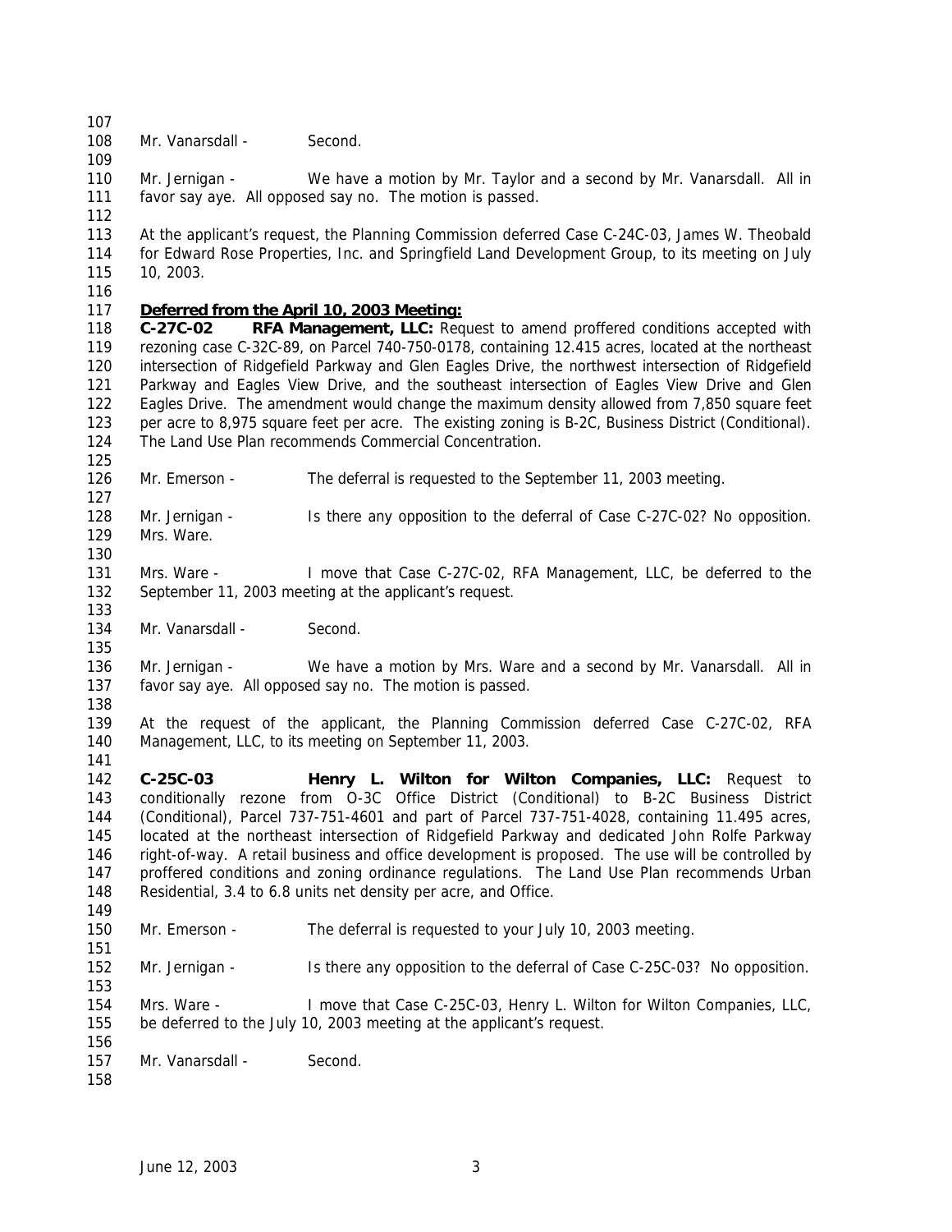Mr. Vanarsdall - Second.

Mr. Jernigan - We have a motion by Mr. Taylor and a second by Mr. Vanarsdall. All in favor say aye. All opposed say no. The motion is passed.

At the applicant's request, the Planning Commission deferred Case C-24C-03, James W. Theobald for Edward Rose Properties, Inc. and Springfield Land Development Group, to its meeting on July 10, 2003.

**Deferred from the April 10, 2003 Meeting:**

**C-27C-02 RFA Management, LLC:** Request to amend proffered conditions accepted with rezoning case C-32C-89, on Parcel 740-750-0178, containing 12.415 acres, located at the northeast intersection of Ridgefield Parkway and Glen Eagles Drive, the northwest intersection of Ridgefield Parkway and Eagles View Drive, and the southeast intersection of Eagles View Drive and Glen Eagles Drive. The amendment would change the maximum density allowed from 7,850 square feet per acre to 8,975 square feet per acre. The existing zoning is B-2C, Business District (Conditional). The Land Use Plan recommends Commercial Concentration.

Mr. Emerson - The deferral is requested to the September 11, 2003 meeting.

Mr. Jernigan - Is there any opposition to the deferral of Case C-27C-02? No opposition. Mrs. Ware.

Mrs. Ware - I move that Case C-27C-02, RFA Management, LLC, be deferred to the September 11, 2003 meeting at the applicant's request.

Mr. Vanarsdall - Second.

Mr. Jernigan - We have a motion by Mrs. Ware and a second by Mr. Vanarsdall. All in favor say aye. All opposed say no. The motion is passed.

At the request of the applicant, the Planning Commission deferred Case C-27C-02, RFA Management, LLC, to its meeting on September 11, 2003.

**C-25C-03 Henry L. Wilton for Wilton Companies, LLC:** Request to conditionally rezone from O-3C Office District (Conditional) to B-2C Business District (Conditional), Parcel 737-751-4601 and part of Parcel 737-751-4028, containing 11.495 acres, located at the northeast intersection of Ridgefield Parkway and dedicated John Rolfe Parkway right-of-way. A retail business and office development is proposed. The use will be controlled by proffered conditions and zoning ordinance regulations. The Land Use Plan recommends Urban Residential, 3.4 to 6.8 units net density per acre, and Office.

Mr. Emerson - The deferral is requested to your July 10, 2003 meeting.

Mr. Jernigan - Is there any opposition to the deferral of Case C-25C-03? No opposition.

Mrs. Ware - I move that Case C-25C-03, Henry L. Wilton for Wilton Companies, LLC, be deferred to the July 10, 2003 meeting at the applicant's request.

Mr. Vanarsdall - Second.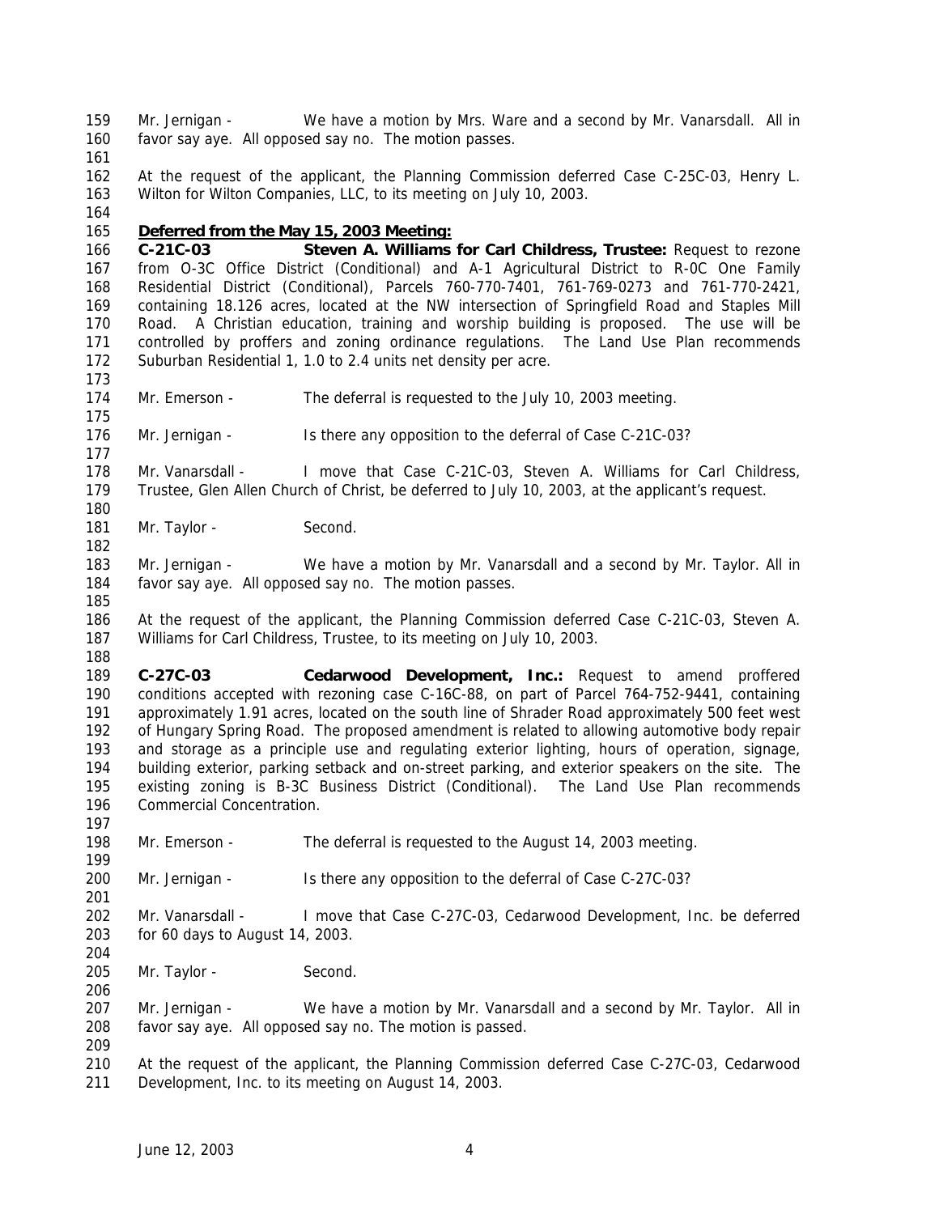Mr. Jernigan - We have a motion by Mrs. Ware and a second by Mr. Vanarsdall. All in favor say aye. All opposed say no. The motion passes.

At the request of the applicant, the Planning Commission deferred Case C-25C-03, Henry L. Wilton for Wilton Companies, LLC, to its meeting on July 10, 2003.

**Deferred from the May 15, 2003 Meeting:**

**C-21C-03 Steven A. Williams for Carl Childress, Trustee:** Request to rezone from O-3C Office District (Conditional) and A-1 Agricultural District to R-0C One Family Residential District (Conditional), Parcels 760-770-7401, 761-769-0273 and 761-770-2421, containing 18.126 acres, located at the NW intersection of Springfield Road and Staples Mill Road. A Christian education, training and worship building is proposed. The use will be controlled by proffers and zoning ordinance regulations. The Land Use Plan recommends Suburban Residential 1, 1.0 to 2.4 units net density per acre.

Mr. Emerson - The deferral is requested to the July 10, 2003 meeting.

Mr. Jernigan - Is there any opposition to the deferral of Case C-21C-03?

Mr. Vanarsdall - I move that Case C-21C-03, Steven A. Williams for Carl Childress, Trustee, Glen Allen Church of Christ, be deferred to July 10, 2003, at the applicant's request.

Mr. Taylor - Second.

Mr. Jernigan - We have a motion by Mr. Vanarsdall and a second by Mr. Taylor. All in favor say aye. All opposed say no. The motion passes.

At the request of the applicant, the Planning Commission deferred Case C-21C-03, Steven A. Williams for Carl Childress, Trustee, to its meeting on July 10, 2003.

**C-27C-03 Cedarwood Development, Inc.:** Request to amend proffered conditions accepted with rezoning case C-16C-88, on part of Parcel 764-752-9441, containing approximately 1.91 acres, located on the south line of Shrader Road approximately 500 feet west of Hungary Spring Road. The proposed amendment is related to allowing automotive body repair and storage as a principle use and regulating exterior lighting, hours of operation, signage, building exterior, parking setback and on-street parking, and exterior speakers on the site. The existing zoning is B-3C Business District (Conditional). The Land Use Plan recommends Commercial Concentration.

Mr. Emerson - The deferral is requested to the August 14, 2003 meeting.

Mr. Jernigan - Is there any opposition to the deferral of Case C-27C-03?

Mr. Vanarsdall - I move that Case C-27C-03, Cedarwood Development, Inc. be deferred for 60 days to August 14, 2003.

Mr. Taylor - Second.

Mr. Jernigan - We have a motion by Mr. Vanarsdall and a second by Mr. Taylor. All in favor say aye. All opposed say no. The motion is passed.

At the request of the applicant, the Planning Commission deferred Case C-27C-03, Cedarwood Development, Inc. to its meeting on August 14, 2003.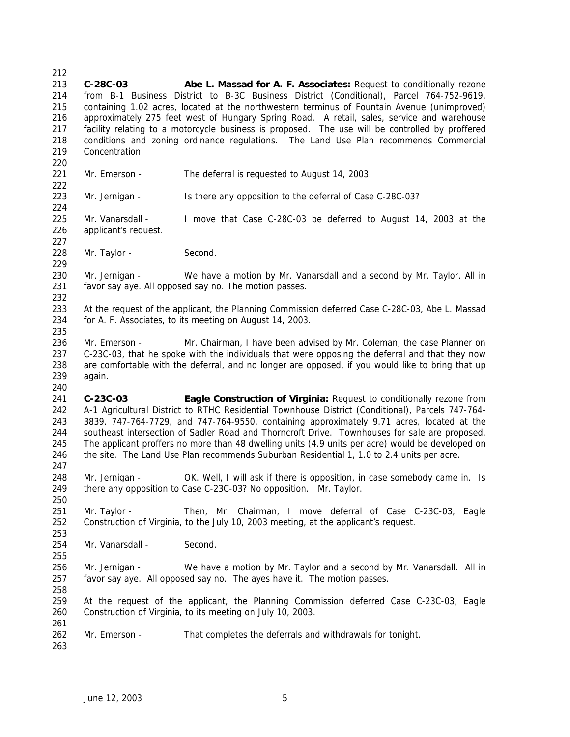**C-28C-03 Abe L. Massad for A. F. Associates:** Request to conditionally rezone from B-1 Business District to B-3C Business District (Conditional), Parcel 764-752-9619, containing 1.02 acres, located at the northwestern terminus of Fountain Avenue (unimproved) approximately 275 feet west of Hungary Spring Road. A retail, sales, service and warehouse facility relating to a motorcycle business is proposed. The use will be controlled by proffered conditions and zoning ordinance regulations. The Land Use Plan recommends Commercial Concentration.

Mr. Emerson - The deferral is requested to August 14, 2003.

Mr. Jernigan - Is there any opposition to the deferral of Case C-28C-03?

Mr. Vanarsdall - I move that Case C-28C-03 be deferred to August 14, 2003 at the applicant's request.

Mr. Taylor - Second.

Mr. Jernigan - We have a motion by Mr. Vanarsdall and a second by Mr. Taylor. All in favor say aye. All opposed say no. The motion passes.

At the request of the applicant, the Planning Commission deferred Case C-28C-03, Abe L. Massad for A. F. Associates, to its meeting on August 14, 2003.

Mr. Emerson - Mr. Chairman, I have been advised by Mr. Coleman, the case Planner on C-23C-03, that he spoke with the individuals that were opposing the deferral and that they now are comfortable with the deferral, and no longer are opposed, if you would like to bring that up again.

**C-23C-03 Eagle Construction of Virginia:** Request to conditionally rezone from A-1 Agricultural District to RTHC Residential Townhouse District (Conditional), Parcels 747-764-3839, 747-764-7729, and 747-764-9550, containing approximately 9.71 acres, located at the southeast intersection of Sadler Road and Thorncroft Drive. Townhouses for sale are proposed. The applicant proffers no more than 48 dwelling units (4.9 units per acre) would be developed on the site. The Land Use Plan recommends Suburban Residential 1, 1.0 to 2.4 units per acre.

Mr. Jernigan - OK. Well, I will ask if there is opposition, in case somebody came in. Is there any opposition to Case C-23C-03? No opposition. Mr. Taylor.

Mr. Taylor - Then, Mr. Chairman, I move deferral of Case C-23C-03, Eagle Construction of Virginia, to the July 10, 2003 meeting, at the applicant's request.

Mr. Vanarsdall - Second.

Mr. Jernigan - We have a motion by Mr. Taylor and a second by Mr. Vanarsdall. All in favor say aye. All opposed say no. The ayes have it. The motion passes.

At the request of the applicant, the Planning Commission deferred Case C-23C-03, Eagle Construction of Virginia, to its meeting on July 10, 2003.

Mr. Emerson - That completes the deferrals and withdrawals for tonight.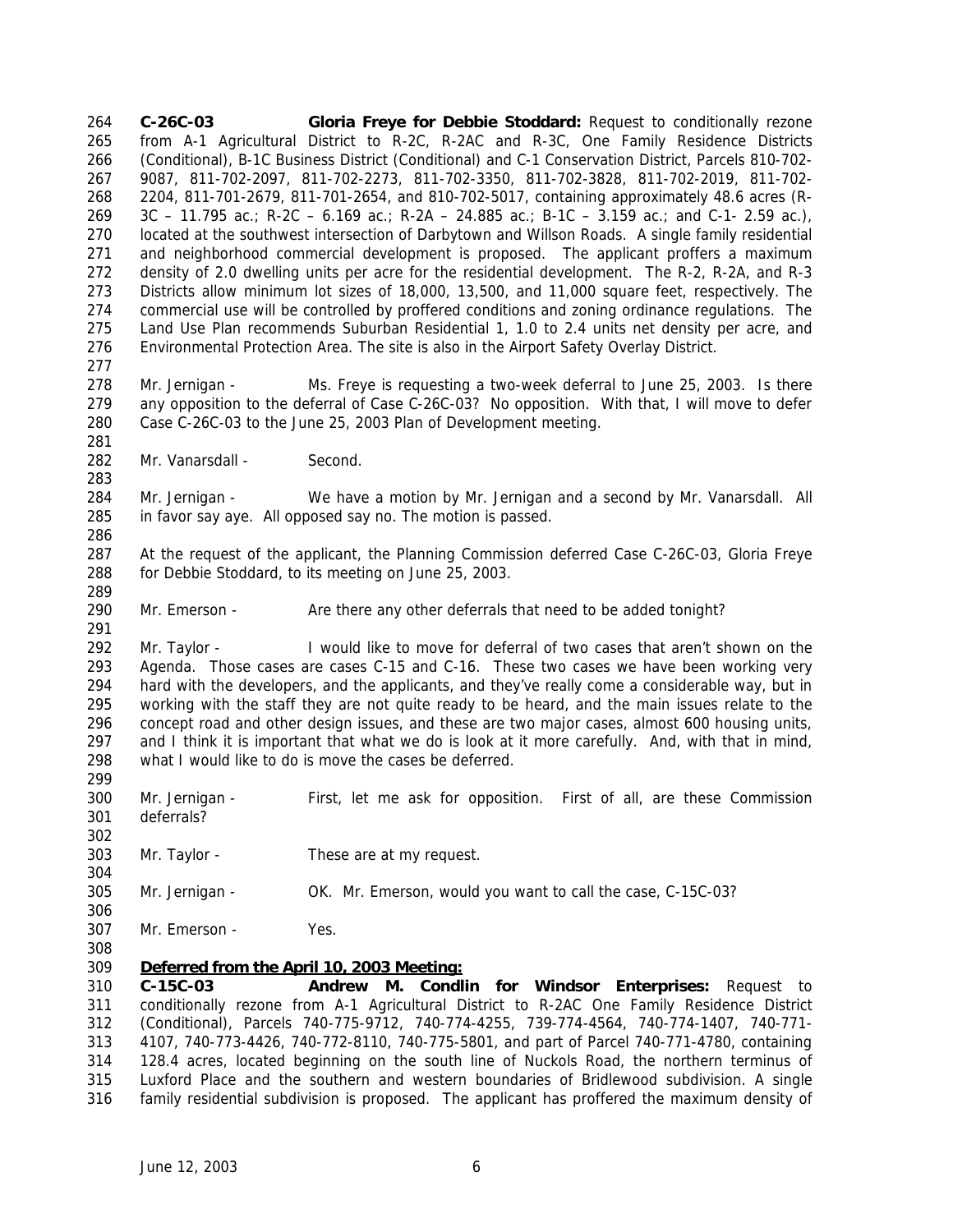**C-26C-03 Gloria Freye for Debbie Stoddard:** Request to conditionally rezone from A-1 Agricultural District to R-2C, R-2AC and R-3C, One Family Residence Districts (Conditional), B-1C Business District (Conditional) and C-1 Conservation District, Parcels 810-702-9087, 811-702-2097, 811-702-2273, 811-702-3350, 811-702-3828, 811-702-2019, 811-702-2204, 811-701-2679, 811-701-2654, and 810-702-5017, containing approximately 48.6 acres (R-3C – 11.795 ac.; R-2C – 6.169 ac.; R-2A – 24.885 ac.; B-1C – 3.159 ac.; and C-1- 2.59 ac.), located at the southwest intersection of Darbytown and Willson Roads. A single family residential and neighborhood commercial development is proposed. The applicant proffers a maximum density of 2.0 dwelling units per acre for the residential development. The R-2, R-2A, and R-3 Districts allow minimum lot sizes of 18,000, 13,500, and 11,000 square feet, respectively. The commercial use will be controlled by proffered conditions and zoning ordinance regulations. The Land Use Plan recommends Suburban Residential 1, 1.0 to 2.4 units net density per acre, and Environmental Protection Area. The site is also in the Airport Safety Overlay District.

Mr. Jernigan - Ms. Freye is requesting a two-week deferral to June 25, 2003. Is there any opposition to the deferral of Case C-26C-03? No opposition. With that, I will move to defer Case C-26C-03 to the June 25, 2003 Plan of Development meeting.

Mr. Vanarsdall - Second.

Mr. Jernigan - We have a motion by Mr. Jernigan and a second by Mr. Vanarsdall. All in favor say aye. All opposed say no. The motion is passed.

At the request of the applicant, the Planning Commission deferred Case C-26C-03, Gloria Freye for Debbie Stoddard, to its meeting on June 25, 2003.

Mr. Emerson - Are there any other deferrals that need to be added tonight?

Mr. Taylor - I would like to move for deferral of two cases that aren't shown on the Agenda. Those cases are cases C-15 and C-16. These two cases we have been working very hard with the developers, and the applicants, and they've really come a considerable way, but in working with the staff they are not quite ready to be heard, and the main issues relate to the concept road and other design issues, and these are two major cases, almost 600 housing units, and I think it is important that what we do is look at it more carefully. And, with that in mind, what I would like to do is move the cases be deferred.

Mr. Jernigan - First, let me ask for opposition. First of all, are these Commission deferrals?

Mr. Taylor - These are at my request.

Mr. Jernigan - OK. Mr. Emerson, would you want to call the case, C-15C-03?

Mr. Emerson - Yes.

**Deferred from the April 10, 2003 Meeting:**

**C-15C-03 Andrew M. Condlin for Windsor Enterprises:** Request to conditionally rezone from A-1 Agricultural District to R-2AC One Family Residence District (Conditional), Parcels 740-775-9712, 740-774-4255, 739-774-4564, 740-774-1407, 740-771-4107, 740-773-4426, 740-772-8110, 740-775-5801, and part of Parcel 740-771-4780, containing 128.4 acres, located beginning on the south line of Nuckols Road, the northern terminus of Luxford Place and the southern and western boundaries of Bridlewood subdivision. A single family residential subdivision is proposed. The applicant has proffered the maximum density of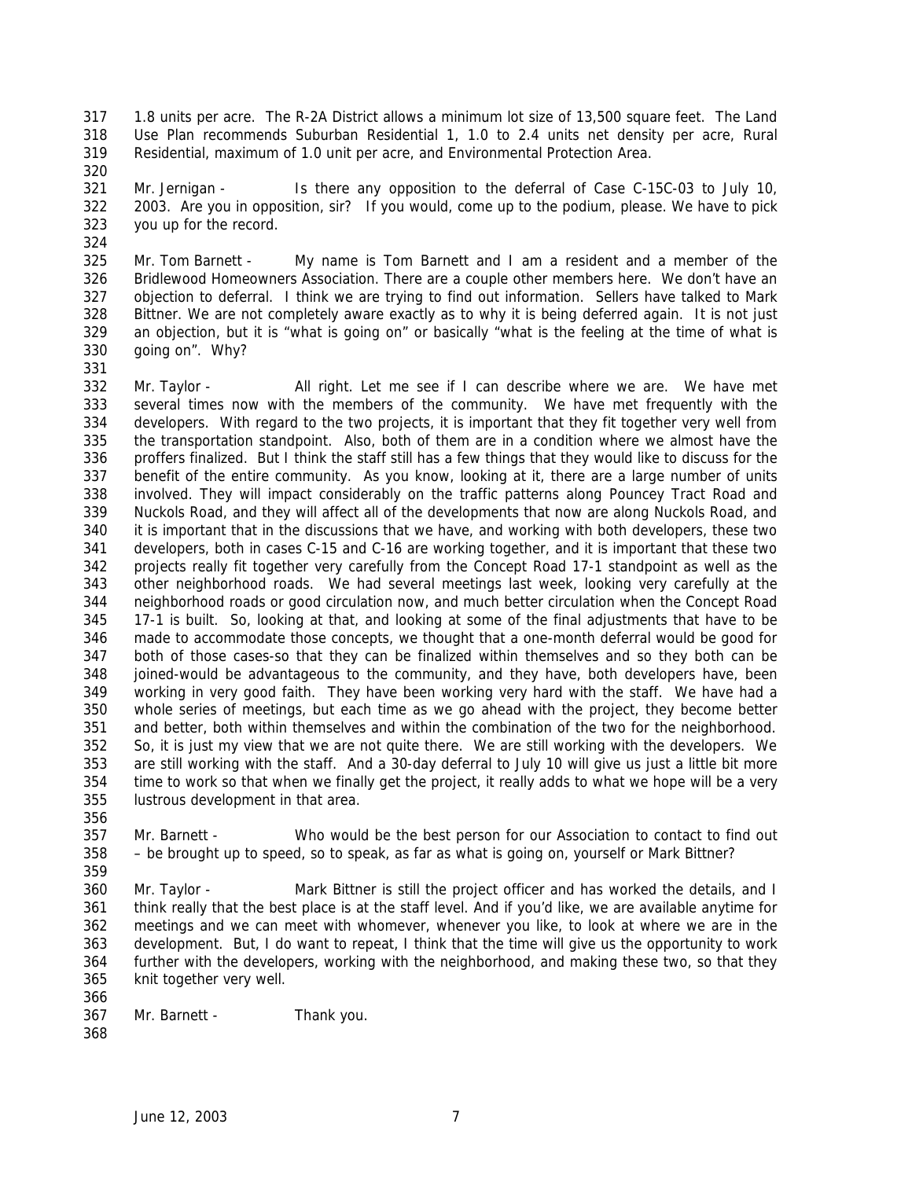1.8 units per acre. The R-2A District allows a minimum lot size of 13,500 square feet. The Land Use Plan recommends Suburban Residential 1, 1.0 to 2.4 units net density per acre, Rural Residential, maximum of 1.0 unit per acre, and Environmental Protection Area.

Mr. Jernigan - Is there any opposition to the deferral of Case C-15C-03 to July 10, 2003. Are you in opposition, sir? If you would, come up to the podium, please. We have to pick you up for the record.

Mr. Tom Barnett - My name is Tom Barnett and I am a resident and a member of the Bridlewood Homeowners Association. There are a couple other members here. We don't have an objection to deferral. I think we are trying to find out information. Sellers have talked to Mark Bittner. We are not completely aware exactly as to why it is being deferred again. It is not just an objection, but it is "what is going on" or basically "what is the feeling at the time of what is going on". Why?

Mr. Taylor - All right. Let me see if I can describe where we are. We have met several times now with the members of the community. We have met frequently with the developers. With regard to the two projects, it is important that they fit together very well from the transportation standpoint. Also, both of them are in a condition where we almost have the proffers finalized. But I think the staff still has a few things that they would like to discuss for the benefit of the entire community. As you know, looking at it, there are a large number of units involved. They will impact considerably on the traffic patterns along Pouncey Tract Road and Nuckols Road, and they will affect all of the developments that now are along Nuckols Road, and it is important that in the discussions that we have, and working with both developers, these two developers, both in cases C-15 and C-16 are working together, and it is important that these two projects really fit together very carefully from the Concept Road 17-1 standpoint as well as the other neighborhood roads. We had several meetings last week, looking very carefully at the neighborhood roads or good circulation now, and much better circulation when the Concept Road 17-1 is built. So, looking at that, and looking at some of the final adjustments that have to be made to accommodate those concepts, we thought that a one-month deferral would be good for both of those cases-so that they can be finalized within themselves and so they both can be joined-would be advantageous to the community, and they have, both developers have, been working in very good faith. They have been working very hard with the staff. We have had a whole series of meetings, but each time as we go ahead with the project, they become better and better, both within themselves and within the combination of the two for the neighborhood. So, it is just my view that we are not quite there. We are still working with the developers. We are still working with the staff. And a 30-day deferral to July 10 will give us just a little bit more time to work so that when we finally get the project, it really adds to what we hope will be a very lustrous development in that area.

Mr. Barnett - Who would be the best person for our Association to contact to find out – be brought up to speed, so to speak, as far as what is going on, yourself or Mark Bittner?

Mr. Taylor - Mark Bittner is still the project officer and has worked the details, and I think really that the best place is at the staff level. And if you'd like, we are available anytime for meetings and we can meet with whomever, whenever you like, to look at where we are in the development. But, I do want to repeat, I think that the time will give us the opportunity to work further with the developers, working with the neighborhood, and making these two, so that they knit together very well.

Mr. Barnett - Thank you.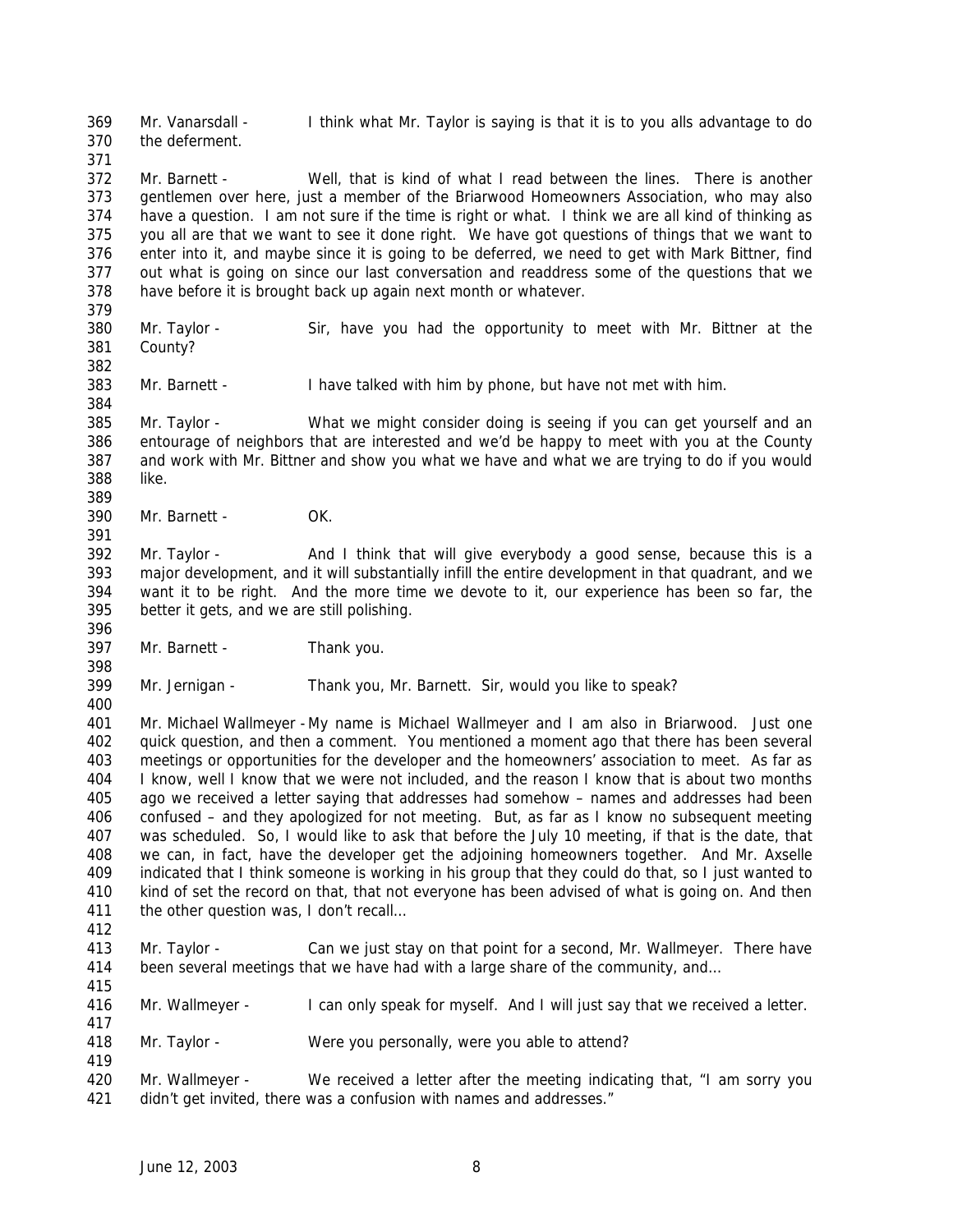Mr. Vanarsdall - I think what Mr. Taylor is saying is that it is to you alls advantage to do the deferment.

Mr. Barnett - Well, that is kind of what I read between the lines. There is another gentlemen over here, just a member of the Briarwood Homeowners Association, who may also have a question. I am not sure if the time is right or what. I think we are all kind of thinking as you all are that we want to see it done right. We have got questions of things that we want to enter into it, and maybe since it is going to be deferred, we need to get with Mark Bittner, find out what is going on since our last conversation and readdress some of the questions that we have before it is brought back up again next month or whatever.

Mr. Taylor - Sir, have you had the opportunity to meet with Mr. Bittner at the County?

Mr. Barnett - I have talked with him by phone, but have not met with him.

Mr. Taylor - What we might consider doing is seeing if you can get yourself and an entourage of neighbors that are interested and we'd be happy to meet with you at the County and work with Mr. Bittner and show you what we have and what we are trying to do if you would like.

Mr. Barnett - OK.

Mr. Taylor - And I think that will give everybody a good sense, because this is a major development, and it will substantially infill the entire development in that quadrant, and we want it to be right. And the more time we devote to it, our experience has been so far, the better it gets, and we are still polishing.

Mr. Barnett - Thank you.

Mr. Jernigan - Thank you, Mr. Barnett. Sir, would you like to speak?

Mr. Michael Wallmeyer - My name is Michael Wallmeyer and I am also in Briarwood. Just one quick question, and then a comment. You mentioned a moment ago that there has been several meetings or opportunities for the developer and the homeowners' association to meet. As far as I know, well I know that we were not included, and the reason I know that is about two months ago we received a letter saying that addresses had somehow – names and addresses had been confused – and they apologized for not meeting. But, as far as I know no subsequent meeting was scheduled. So, I would like to ask that before the July 10 meeting, if that is the date, that we can, in fact, have the developer get the adjoining homeowners together. And Mr. Axselle indicated that I think someone is working in his group that they could do that, so I just wanted to kind of set the record on that, that not everyone has been advised of what is going on. And then the other question was, I don't recall…

Mr. Taylor - Can we just stay on that point for a second, Mr. Wallmeyer. There have been several meetings that we have had with a large share of the community, and…

Mr. Wallmeyer - I can only speak for myself. And I will just say that we received a letter.

Mr. Taylor - Were you personally, were you able to attend?

Mr. Wallmeyer - We received a letter after the meeting indicating that, "I am sorry you didn't get invited, there was a confusion with names and addresses."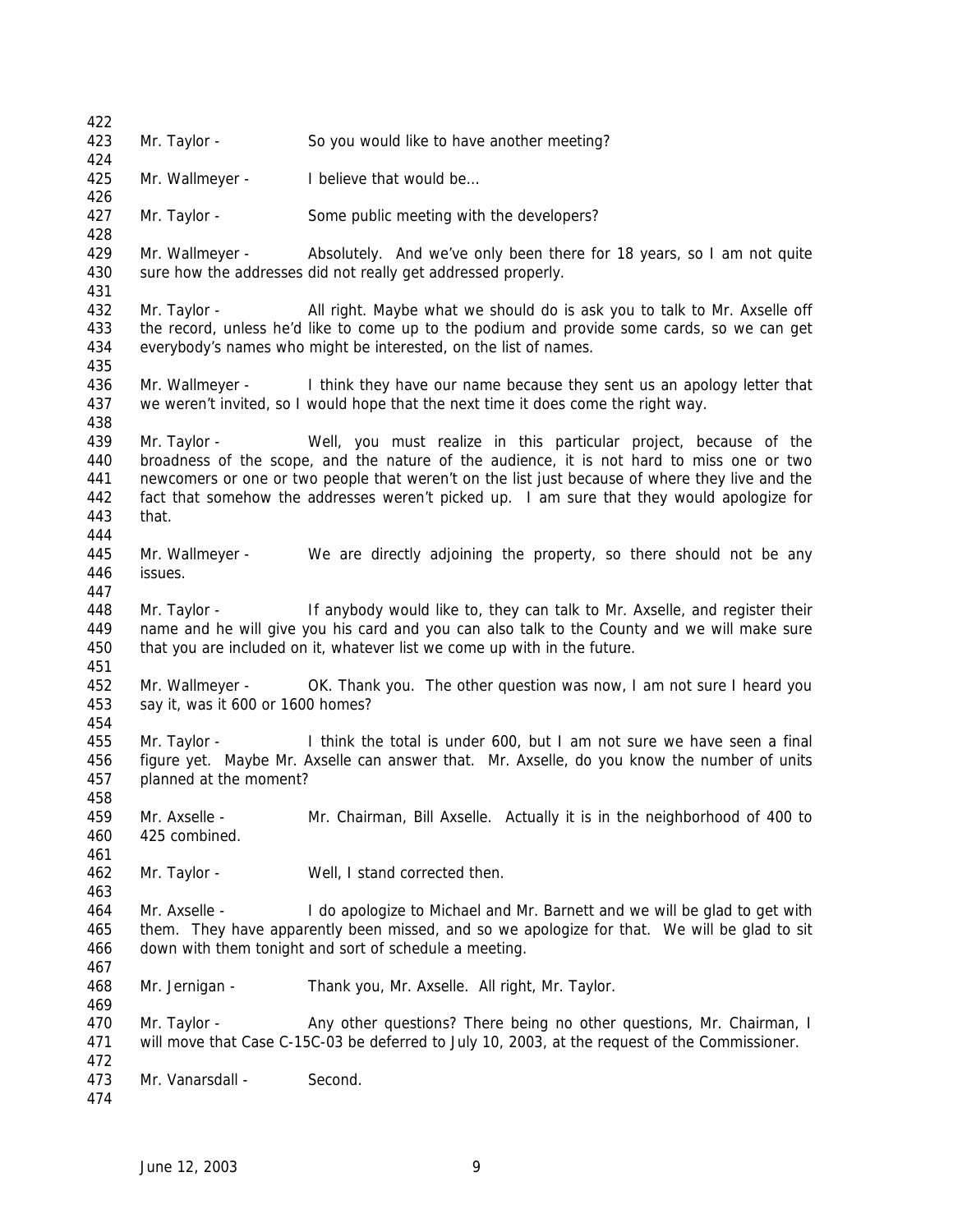Mr. Taylor - So you would like to have another meeting?

Mr. Wallmeyer - I believe that would be…

Mr. Taylor - Some public meeting with the developers?

Mr. Wallmeyer - Absolutely. And we've only been there for 18 years, so I am not quite sure how the addresses did not really get addressed properly.

Mr. Taylor - All right. Maybe what we should do is ask you to talk to Mr. Axselle off the record, unless he'd like to come up to the podium and provide some cards, so we can get everybody's names who might be interested, on the list of names.

Mr. Wallmeyer - I think they have our name because they sent us an apology letter that we weren't invited, so I would hope that the next time it does come the right way.

Mr. Taylor - Well, you must realize in this particular project, because of the broadness of the scope, and the nature of the audience, it is not hard to miss one or two newcomers or one or two people that weren't on the list just because of where they live and the fact that somehow the addresses weren't picked up. I am sure that they would apologize for that.

Mr. Wallmeyer - We are directly adjoining the property, so there should not be any issues.

Mr. Taylor - If anybody would like to, they can talk to Mr. Axselle, and register their name and he will give you his card and you can also talk to the County and we will make sure that you are included on it, whatever list we come up with in the future.

Mr. Wallmeyer - OK. Thank you. The other question was now, I am not sure I heard you say it, was it 600 or 1600 homes?

Mr. Taylor - I think the total is under 600, but I am not sure we have seen a final figure yet. Maybe Mr. Axselle can answer that. Mr. Axselle, do you know the number of units planned at the moment?

Mr. Axselle - Mr. Chairman, Bill Axselle. Actually it is in the neighborhood of 400 to 425 combined.

Mr. Taylor - Well, I stand corrected then.

Mr. Axselle - I do apologize to Michael and Mr. Barnett and we will be glad to get with them. They have apparently been missed, and so we apologize for that. We will be glad to sit down with them tonight and sort of schedule a meeting.

Mr. Jernigan - Thank you, Mr. Axselle. All right, Mr. Taylor.

Mr. Taylor - Any other questions? There being no other questions, Mr. Chairman, I will move that Case C-15C-03 be deferred to July 10, 2003, at the request of the Commissioner.

Mr. Vanarsdall - Second.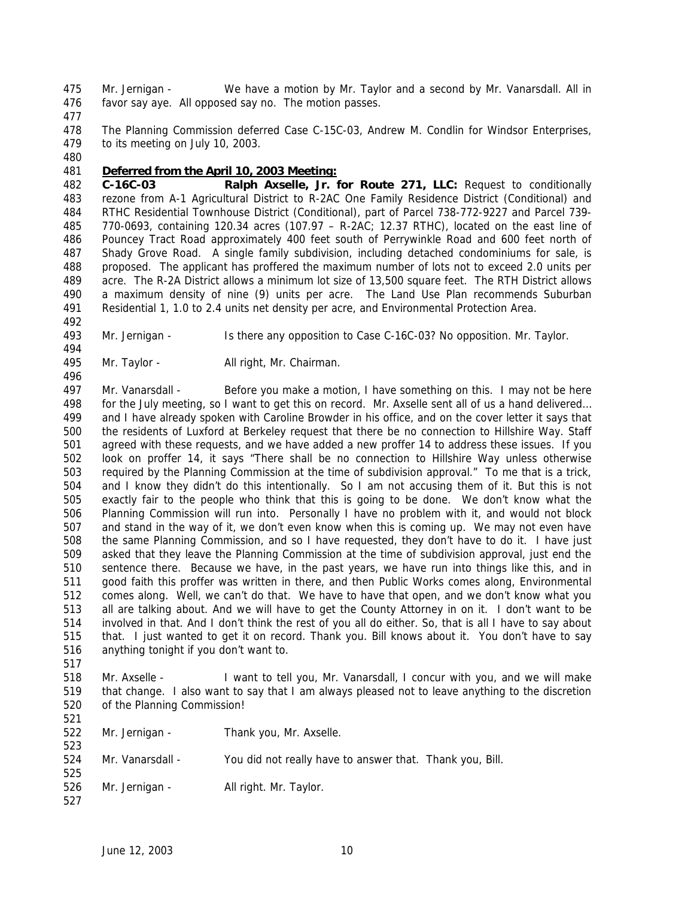Mr. Jernigan - We have a motion by Mr. Taylor and a second by Mr. Vanarsdall. All in favor say aye. All opposed say no. The motion passes.

The Planning Commission deferred Case C-15C-03, Andrew M. Condlin for Windsor Enterprises, to its meeting on July 10, 2003.

**Deferred from the April 10, 2003 Meeting:**

**C-16C-03 Ralph Axselle, Jr. for Route 271, LLC:** Request to conditionally rezone from A-1 Agricultural District to R-2AC One Family Residence District (Conditional) and RTHC Residential Townhouse District (Conditional), part of Parcel 738-772-9227 and Parcel 739-770-0693, containing 120.34 acres (107.97 – R-2AC; 12.37 RTHC), located on the east line of Pouncey Tract Road approximately 400 feet south of Perrywinkle Road and 600 feet north of Shady Grove Road. A single family subdivision, including detached condominiums for sale, is proposed. The applicant has proffered the maximum number of lots not to exceed 2.0 units per acre. The R-2A District allows a minimum lot size of 13,500 square feet. The RTH District allows a maximum density of nine (9) units per acre. The Land Use Plan recommends Suburban Residential 1, 1.0 to 2.4 units net density per acre, and Environmental Protection Area.

Mr. Jernigan - Is there any opposition to Case C-16C-03? No opposition. Mr. Taylor.

Mr. Taylor - All right, Mr. Chairman.

Mr. Vanarsdall - Before you make a motion, I have something on this. I may not be here for the July meeting, so I want to get this on record. Mr. Axselle sent all of us a hand delivered… and I have already spoken with Caroline Browder in his office, and on the cover letter it says that the residents of Luxford at Berkeley request that there be no connection to Hillshire Way. Staff agreed with these requests, and we have added a new proffer 14 to address these issues. If you look on proffer 14, it says "There shall be no connection to Hillshire Way unless otherwise required by the Planning Commission at the time of subdivision approval." To me that is a trick, and I know they didn't do this intentionally. So I am not accusing them of it. But this is not exactly fair to the people who think that this is going to be done. We don't know what the Planning Commission will run into. Personally I have no problem with it, and would not block and stand in the way of it, we don't even know when this is coming up. We may not even have the same Planning Commission, and so I have requested, they don't have to do it. I have just asked that they leave the Planning Commission at the time of subdivision approval, just end the sentence there. Because we have, in the past years, we have run into things like this, and in good faith this proffer was written in there, and then Public Works comes along, Environmental comes along. Well, we can't do that. We have to have that open, and we don't know what you all are talking about. And we will have to get the County Attorney in on it. I don't want to be involved in that. And I don't think the rest of you all do either. So, that is all I have to say about that. I just wanted to get it on record. Thank you. Bill knows about it. You don't have to say anything tonight if you don't want to.

Mr. Axselle - I want to tell you, Mr. Vanarsdall, I concur with you, and we will make that change. I also want to say that I am always pleased not to leave anything to the discretion of the Planning Commission!

Mr. Jernigan - Thank you, Mr. Axselle.

Mr. Vanarsdall - You did not really have to answer that. Thank you, Bill.

Mr. Jernigan - All right. Mr. Taylor.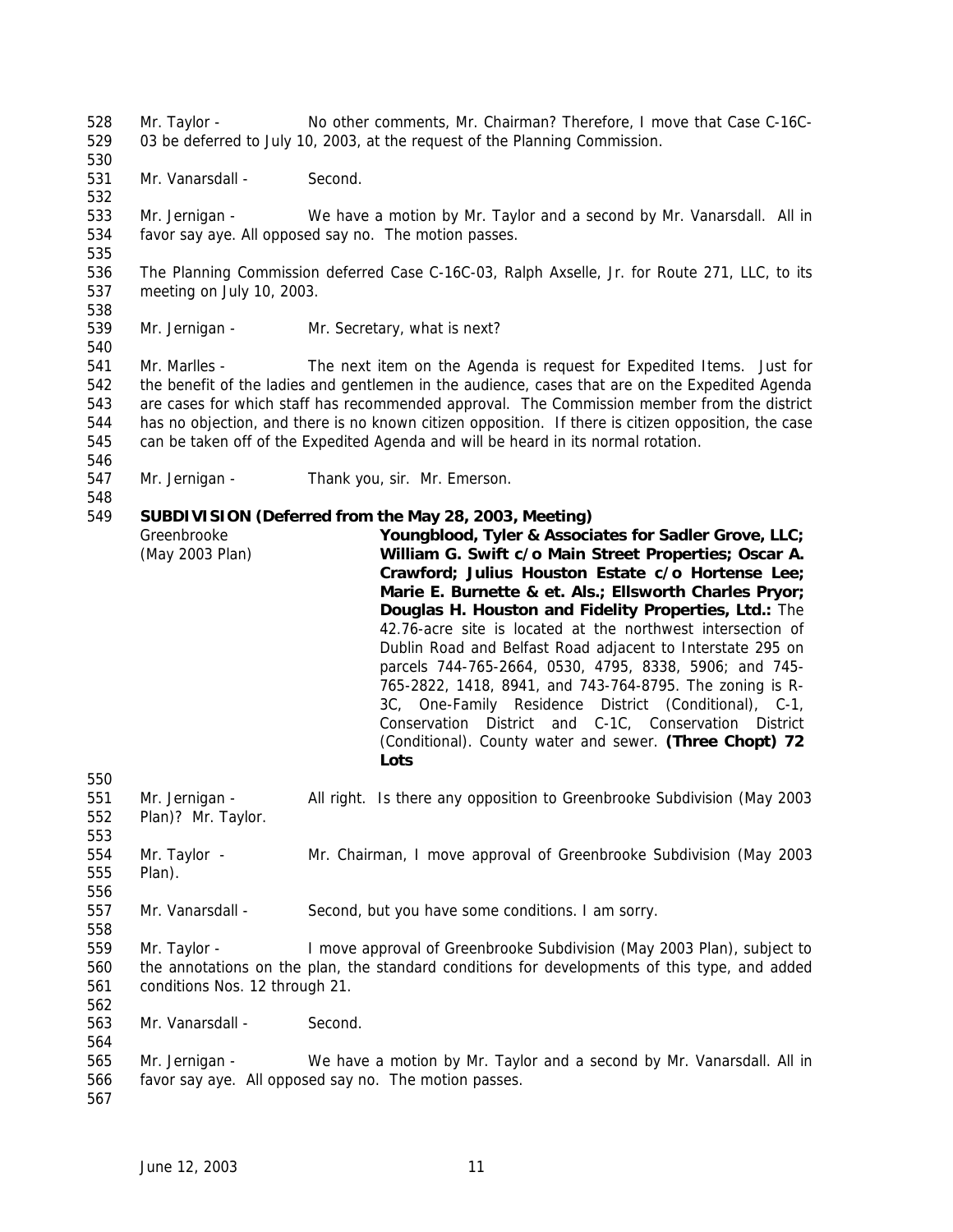Mr. Taylor - No other comments, Mr. Chairman? Therefore, I move that Case C-16C-03 be deferred to July 10, 2003, at the request of the Planning Commission.

Mr. Vanarsdall - Second.

Mr. Jernigan - We have a motion by Mr. Taylor and a second by Mr. Vanarsdall. All in favor say aye. All opposed say no. The motion passes.

The Planning Commission deferred Case C-16C-03, Ralph Axselle, Jr. for Route 271, LLC, to its meeting on July 10, 2003.

Mr. Jernigan - Mr. Secretary, what is next?

Mr. Marlles - The next item on the Agenda is request for Expedited Items. Just for the benefit of the ladies and gentlemen in the audience, cases that are on the Expedited Agenda are cases for which staff has recommended approval. The Commission member from the district has no objection, and there is no known citizen opposition. If there is citizen opposition, the case can be taken off of the Expedited Agenda and will be heard in its normal rotation.

Mr. Jernigan - Thank you, sir. Mr. Emerson.

**SUBDIVISION (Deferred from the May 28, 2003, Meeting)**

Greenbrooke (May 2003 Plan)

**Youngblood, Tyler & Associates for Sadler Grove, LLC; William G. Swift c/o Main Street Properties; Oscar A. Crawford; Julius Houston Estate c/o Hortense Lee; Marie E. Burnette & et. Als.; Ellsworth Charles Pryor; Douglas H. Houston and Fidelity Properties, Ltd.:** The 42.76-acre site is located at the northwest intersection of Dublin Road and Belfast Road adjacent to Interstate 295 on parcels 744-765-2664, 0530, 4795, 8338, 5906; and 745-765-2822, 1418, 8941, and 743-764-8795. The zoning is R-3C, One-Family Residence District (Conditional), C-1, Conservation District and C-1C, Conservation District (Conditional). County water and sewer. **(Three Chopt) 72 Lots**

Mr. Jernigan - All right. Is there any opposition to Greenbrooke Subdivision (May 2003 Plan)? Mr. Taylor.

Mr. Taylor - Mr. Chairman, I move approval of Greenbrooke Subdivision (May 2003 Plan).

Mr. Vanarsdall - Second, but you have some conditions. I am sorry.

Mr. Taylor - I move approval of Greenbrooke Subdivision (May 2003 Plan), subject to the annotations on the plan, the standard conditions for developments of this type, and added conditions Nos. 12 through 21.

Mr. Vanarsdall - Second.

Mr. Jernigan - We have a motion by Mr. Taylor and a second by Mr. Vanarsdall. All in favor say aye. All opposed say no. The motion passes.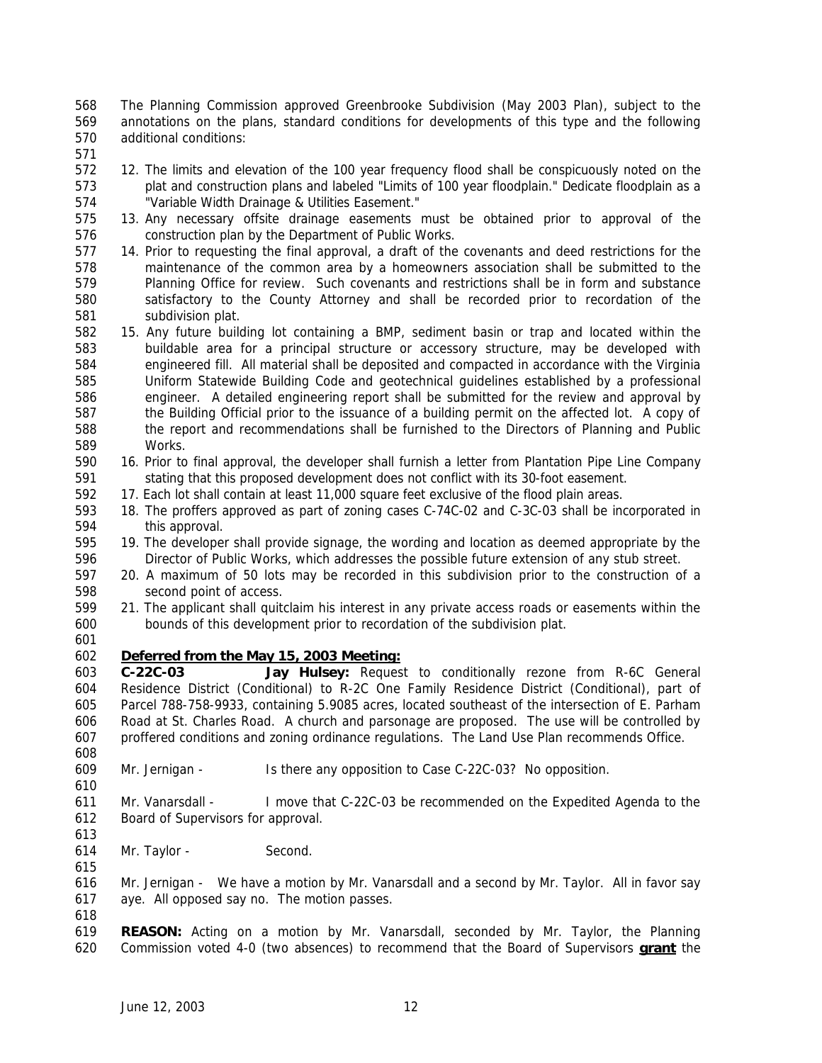The Planning Commission approved Greenbrooke Subdivision (May 2003 Plan), subject to the annotations on the plans, standard conditions for developments of this type and the following additional conditions:

12. The limits and elevation of the 100 year frequency flood shall be conspicuously noted on the plat and construction plans and labeled "Limits of 100 year floodplain." Dedicate floodplain as a "Variable Width Drainage & Utilities Easement."
13. Any necessary offsite drainage easements must be obtained prior to approval of the construction plan by the Department of Public Works.
14. Prior to requesting the final approval, a draft of the covenants and deed restrictions for the maintenance of the common area by a homeowners association shall be submitted to the Planning Office for review. Such covenants and restrictions shall be in form and substance satisfactory to the County Attorney and shall be recorded prior to recordation of the subdivision plat.
15. Any future building lot containing a BMP, sediment basin or trap and located within the buildable area for a principal structure or accessory structure, may be developed with engineered fill. All material shall be deposited and compacted in accordance with the Virginia Uniform Statewide Building Code and geotechnical guidelines established by a professional engineer. A detailed engineering report shall be submitted for the review and approval by the Building Official prior to the issuance of a building permit on the affected lot. A copy of the report and recommendations shall be furnished to the Directors of Planning and Public Works.
16. Prior to final approval, the developer shall furnish a letter from Plantation Pipe Line Company stating that this proposed development does not conflict with its 30-foot easement.
17. Each lot shall contain at least 11,000 square feet exclusive of the flood plain areas.
18. The proffers approved as part of zoning cases C-74C-02 and C-3C-03 shall be incorporated in this approval.
19. The developer shall provide signage, the wording and location as deemed appropriate by the Director of Public Works, which addresses the possible future extension of any stub street.
20. A maximum of 50 lots may be recorded in this subdivision prior to the construction of a second point of access.
21. The applicant shall quitclaim his interest in any private access roads or easements within the bounds of this development prior to recordation of the subdivision plat.

**Deferred from the May 15, 2003 Meeting:**

**C-22C-03 Jay Hulsey:** Request to conditionally rezone from R-6C General Residence District (Conditional) to R-2C One Family Residence District (Conditional), part of Parcel 788-758-9933, containing 5.9085 acres, located southeast of the intersection of E. Parham Road at St. Charles Road. A church and parsonage are proposed. The use will be controlled by proffered conditions and zoning ordinance regulations. The Land Use Plan recommends Office.

Mr. Jernigan - Is there any opposition to Case C-22C-03? No opposition.

Mr. Vanarsdall - I move that C-22C-03 be recommended on the Expedited Agenda to the Board of Supervisors for approval.

Mr. Taylor - Second.

Mr. Jernigan - We have a motion by Mr. Vanarsdall and a second by Mr. Taylor. All in favor say aye. All opposed say no. The motion passes.

**REASON:** Acting on a motion by Mr. Vanarsdall, seconded by Mr. Taylor, the Planning Commission voted 4-0 (two absences) to recommend that the Board of Supervisors **grant** the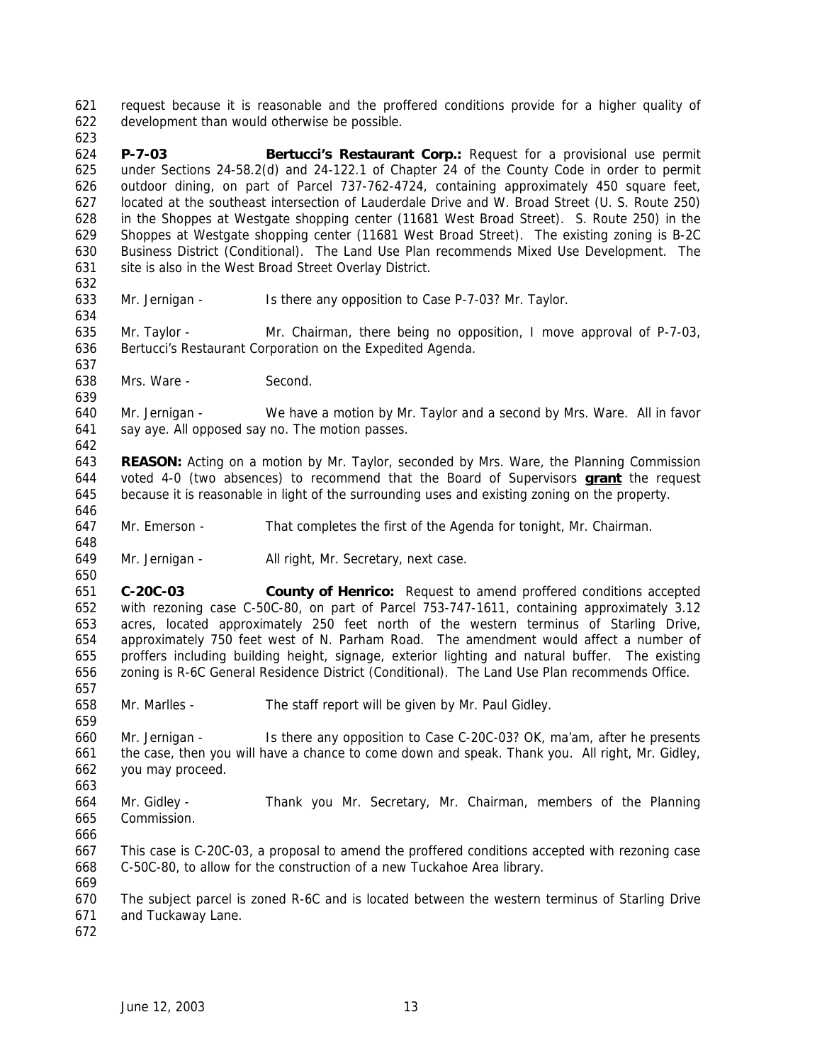request because it is reasonable and the proffered conditions provide for a higher quality of development than would otherwise be possible.

**P-7-03** **Bertucci's Restaurant Corp.:** Request for a provisional use permit under Sections 24-58.2(d) and 24-122.1 of Chapter 24 of the County Code in order to permit outdoor dining, on part of Parcel 737-762-4724, containing approximately 450 square feet, located at the southeast intersection of Lauderdale Drive and W. Broad Street (U. S. Route 250) in the Shoppes at Westgate shopping center (11681 West Broad Street). S. Route 250) in the Shoppes at Westgate shopping center (11681 West Broad Street). The existing zoning is B-2C Business District (Conditional). The Land Use Plan recommends Mixed Use Development. The site is also in the West Broad Street Overlay District.

Mr. Jernigan - Is there any opposition to Case P-7-03? Mr. Taylor.

Mr. Taylor - Mr. Chairman, there being no opposition, I move approval of P-7-03, Bertucci's Restaurant Corporation on the Expedited Agenda.

Mrs. Ware - Second.

Mr. Jernigan - We have a motion by Mr. Taylor and a second by Mrs. Ware. All in favor say aye. All opposed say no. The motion passes.

**REASON:** Acting on a motion by Mr. Taylor, seconded by Mrs. Ware, the Planning Commission voted 4-0 (two absences) to recommend that the Board of Supervisors **grant** the request because it is reasonable in light of the surrounding uses and existing zoning on the property.

Mr. Emerson - That completes the first of the Agenda for tonight, Mr. Chairman.

Mr. Jernigan - All right, Mr. Secretary, next case.

**C-20C-03** **County of Henrico:** Request to amend proffered conditions accepted with rezoning case C-50C-80, on part of Parcel 753-747-1611, containing approximately 3.12 acres, located approximately 250 feet north of the western terminus of Starling Drive, approximately 750 feet west of N. Parham Road. The amendment would affect a number of proffers including building height, signage, exterior lighting and natural buffer. The existing zoning is R-6C General Residence District (Conditional). The Land Use Plan recommends Office.

Mr. Marlles - The staff report will be given by Mr. Paul Gidley.

Mr. Jernigan - Is there any opposition to Case C-20C-03? OK, ma'am, after he presents the case, then you will have a chance to come down and speak. Thank you. All right, Mr. Gidley, you may proceed.

Mr. Gidley - Thank you Mr. Secretary, Mr. Chairman, members of the Planning Commission.

This case is C-20C-03, a proposal to amend the proffered conditions accepted with rezoning case C-50C-80, to allow for the construction of a new Tuckahoe Area library.

The subject parcel is zoned R-6C and is located between the western terminus of Starling Drive and Tuckaway Lane.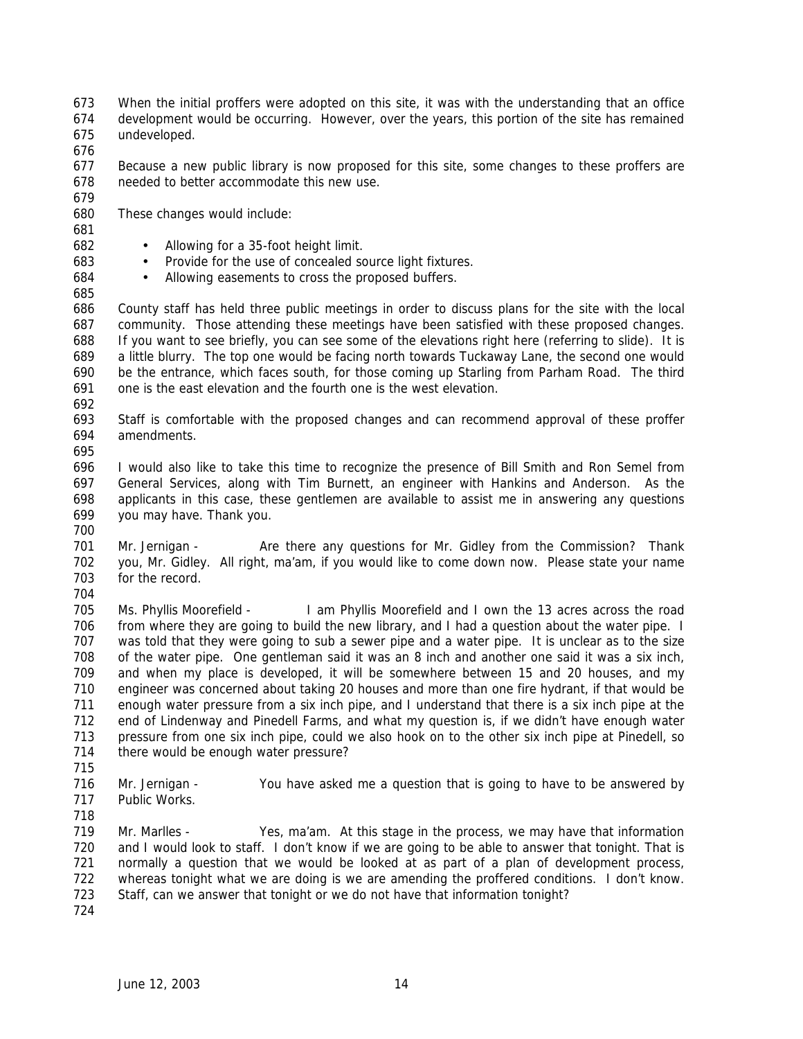When the initial proffers were adopted on this site, it was with the understanding that an office development would be occurring. However, over the years, this portion of the site has remained undeveloped.

Because a new public library is now proposed for this site, some changes to these proffers are needed to better accommodate this new use.

These changes would include:

- Allowing for a 35-foot height limit.
- Provide for the use of concealed source light fixtures.
- Allowing easements to cross the proposed buffers.

County staff has held three public meetings in order to discuss plans for the site with the local community. Those attending these meetings have been satisfied with these proposed changes. If you want to see briefly, you can see some of the elevations right here (referring to slide). It is a little blurry. The top one would be facing north towards Tuckaway Lane, the second one would be the entrance, which faces south, for those coming up Starling from Parham Road. The third one is the east elevation and the fourth one is the west elevation.

Staff is comfortable with the proposed changes and can recommend approval of these proffer amendments.

I would also like to take this time to recognize the presence of Bill Smith and Ron Semel from General Services, along with Tim Burnett, an engineer with Hankins and Anderson. As the applicants in this case, these gentlemen are available to assist me in answering any questions you may have. Thank you.

Mr. Jernigan - Are there any questions for Mr. Gidley from the Commission? Thank you, Mr. Gidley. All right, ma'am, if you would like to come down now. Please state your name for the record.

Ms. Phyllis Moorefield - I am Phyllis Moorefield and I own the 13 acres across the road from where they are going to build the new library, and I had a question about the water pipe. I was told that they were going to sub a sewer pipe and a water pipe. It is unclear as to the size of the water pipe. One gentleman said it was an 8 inch and another one said it was a six inch, and when my place is developed, it will be somewhere between 15 and 20 houses, and my engineer was concerned about taking 20 houses and more than one fire hydrant, if that would be enough water pressure from a six inch pipe, and I understand that there is a six inch pipe at the end of Lindenway and Pinedell Farms, and what my question is, if we didn't have enough water pressure from one six inch pipe, could we also hook on to the other six inch pipe at Pinedell, so there would be enough water pressure?

Mr. Jernigan - You have asked me a question that is going to have to be answered by Public Works.

Mr. Marlles - Yes, ma'am. At this stage in the process, we may have that information and I would look to staff. I don't know if we are going to be able to answer that tonight. That is normally a question that we would be looked at as part of a plan of development process, whereas tonight what we are doing is we are amending the proffered conditions. I don't know. Staff, can we answer that tonight or we do not have that information tonight?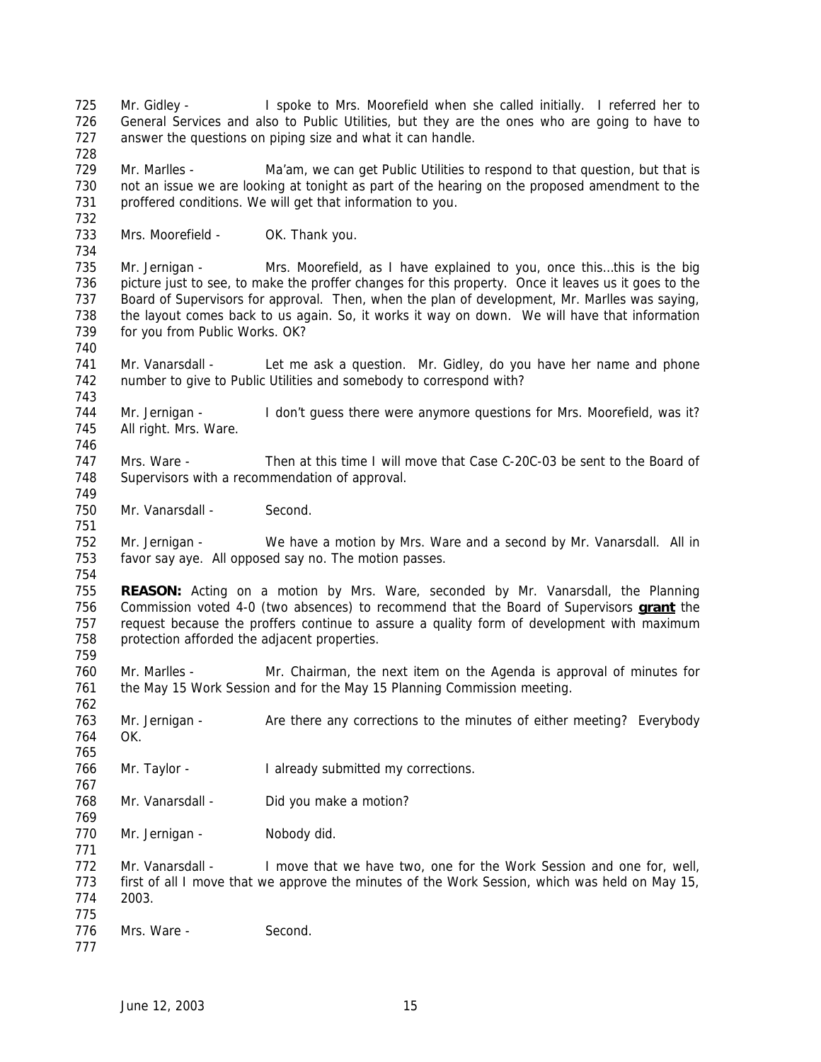Mr. Gidley - I spoke to Mrs. Moorefield when she called initially. I referred her to General Services and also to Public Utilities, but they are the ones who are going to have to answer the questions on piping size and what it can handle.

Mr. Marlles - Ma'am, we can get Public Utilities to respond to that question, but that is not an issue we are looking at tonight as part of the hearing on the proposed amendment to the proffered conditions. We will get that information to you.

Mrs. Moorefield - OK. Thank you.

Mr. Jernigan - Mrs. Moorefield, as I have explained to you, once this…this is the big picture just to see, to make the proffer changes for this property. Once it leaves us it goes to the Board of Supervisors for approval. Then, when the plan of development, Mr. Marlles was saying, the layout comes back to us again. So, it works it way on down. We will have that information for you from Public Works. OK?

Mr. Vanarsdall - Let me ask a question. Mr. Gidley, do you have her name and phone number to give to Public Utilities and somebody to correspond with?

Mr. Jernigan - I don't guess there were anymore questions for Mrs. Moorefield, was it? All right. Mrs. Ware.

Mrs. Ware - Then at this time I will move that Case C-20C-03 be sent to the Board of Supervisors with a recommendation of approval.

Mr. Vanarsdall - Second.

Mr. Jernigan - We have a motion by Mrs. Ware and a second by Mr. Vanarsdall. All in favor say aye. All opposed say no. The motion passes.

**REASON:** Acting on a motion by Mrs. Ware, seconded by Mr. Vanarsdall, the Planning Commission voted 4-0 (two absences) to recommend that the Board of Supervisors **grant** the request because the proffers continue to assure a quality form of development with maximum protection afforded the adjacent properties.

Mr. Marlles - Mr. Chairman, the next item on the Agenda is approval of minutes for the May 15 Work Session and for the May 15 Planning Commission meeting.

Mr. Jernigan - Are there any corrections to the minutes of either meeting? Everybody OK.

Mr. Taylor - I already submitted my corrections.

Mr. Vanarsdall - Did you make a motion?

Mr. Jernigan - Nobody did.

Mr. Vanarsdall - I move that we have two, one for the Work Session and one for, well, first of all I move that we approve the minutes of the Work Session, which was held on May 15, 2003.

Mrs. Ware - Second.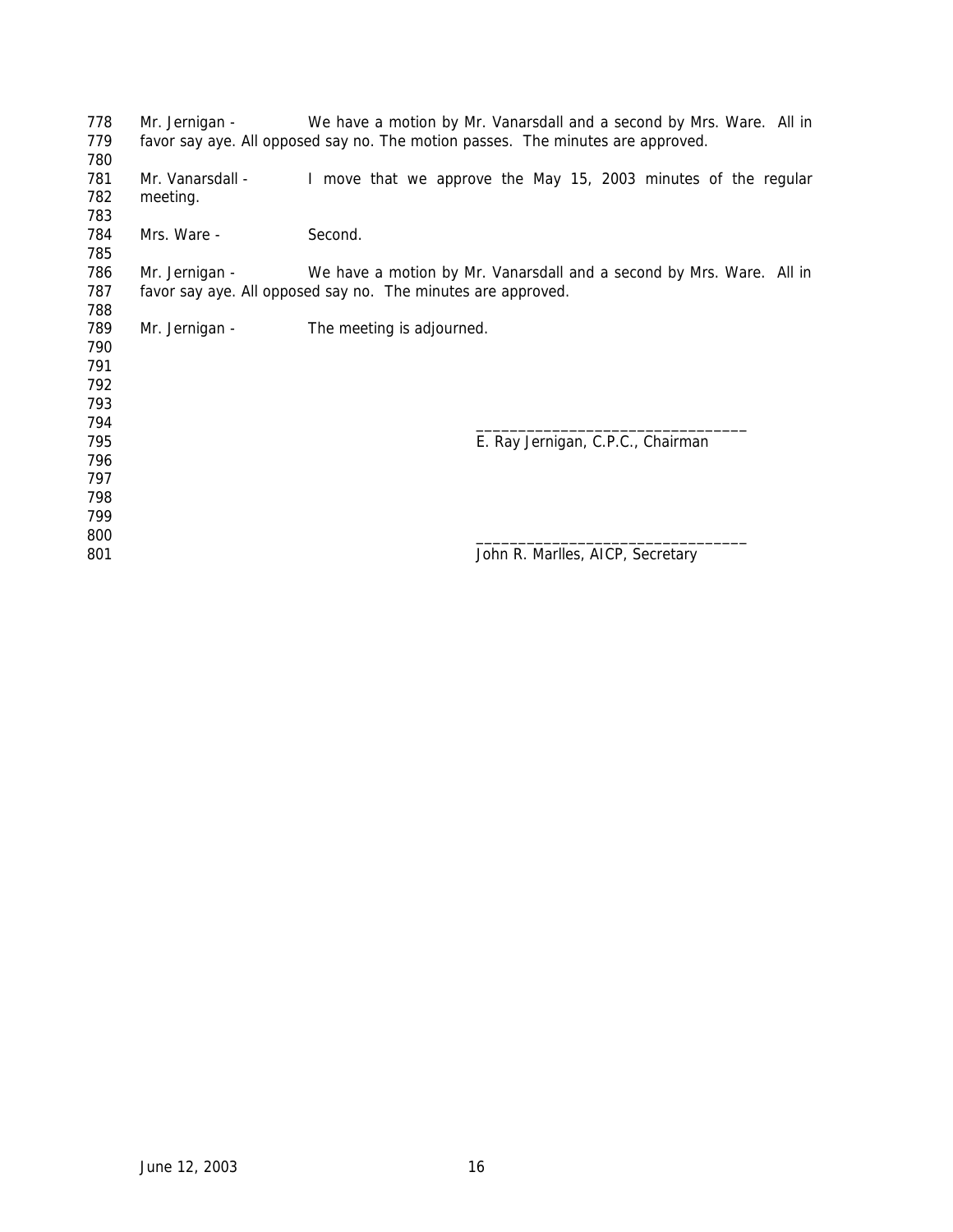Mr. Jernigan - We have a motion by Mr. Vanarsdall and a second by Mrs. Ware. All in favor say aye. All opposed say no. The motion passes. The minutes are approved.

Mr. Vanarsdall - I move that we approve the May 15, 2003 minutes of the regular meeting.

Mrs. Ware - Second.

Mr. Jernigan - We have a motion by Mr. Vanarsdall and a second by Mrs. Ware. All in favor say aye. All opposed say no. The minutes are approved.

Mr. Jernigan - The meeting is adjourned.

\_\_\_\_\_\_\_\_\_\_\_\_\_\_\_\_\_\_\_\_\_\_\_\_\_\_\_\_\_\_\_\_

E. Ray Jernigan, C.P.C., Chairman

\_\_\_\_\_\_\_\_\_\_\_\_\_\_\_\_\_\_\_\_\_\_\_\_\_\_\_\_\_\_\_\_

John R. Marlles, AICP, Secretary